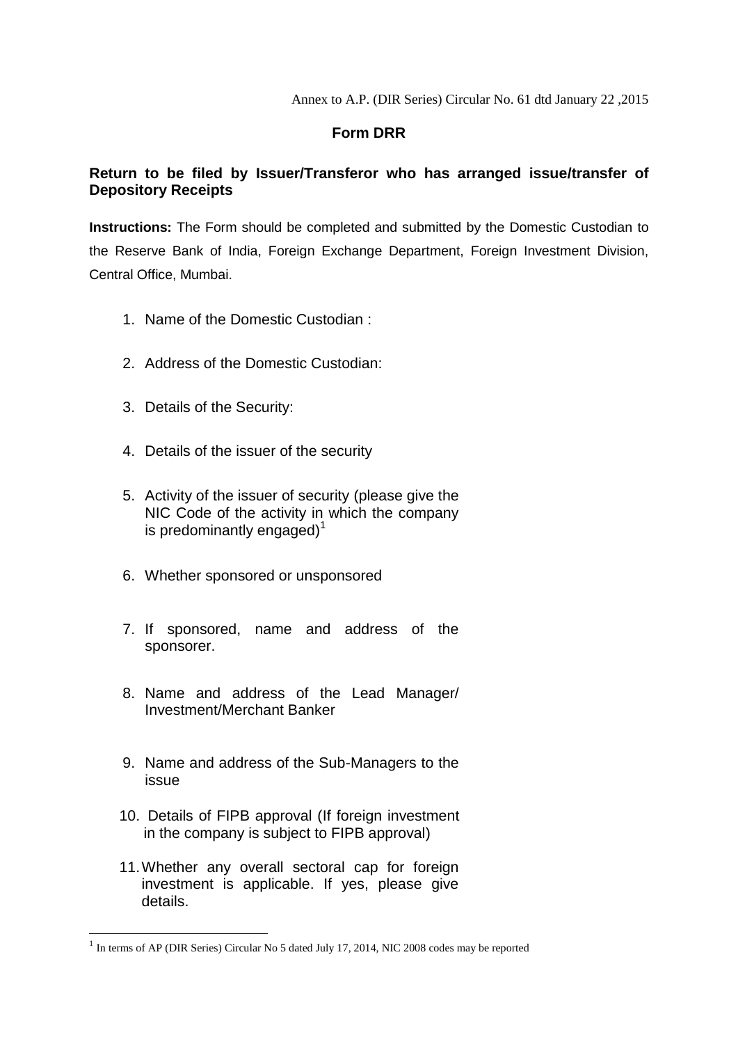Annex to A.P. (DIR Series) Circular No. 61 dtd January 22 ,2015

# Form DRR

## Return to be filed by Issuer/Transferor who has arranged issue/transfer of Depository Receipts

**Instructions:** The Form should be completed and submitted by the Domestic Custodian to the Reserve Bank of India, Foreign Exchange Department, Foreign Investment Division, Central Office, Mumbai.

1. Name of the Domestic Custodian :
2. Address of the Domestic Custodian:
3. Details of the Security:
4. Details of the issuer of the security
5. Activity of the issuer of security (please give the NIC Code of the activity in which the company is predominantly engaged)[1]
6. Whether sponsored or unsponsored
7. If sponsored, name and address of the sponsorer.
8. Name and address of the Lead Manager/ Investment/Merchant Banker
9. Name and address of the Sub-Managers to the issue
10. Details of FIPB approval (If foreign investment in the company is subject to FIPB approval)
11. Whether any overall sectoral cap for foreign investment is applicable. If yes, please give details.

---

[1] In terms of AP (DIR Series) Circular No 5 dated July 17, 2014, NIC 2008 codes may be reported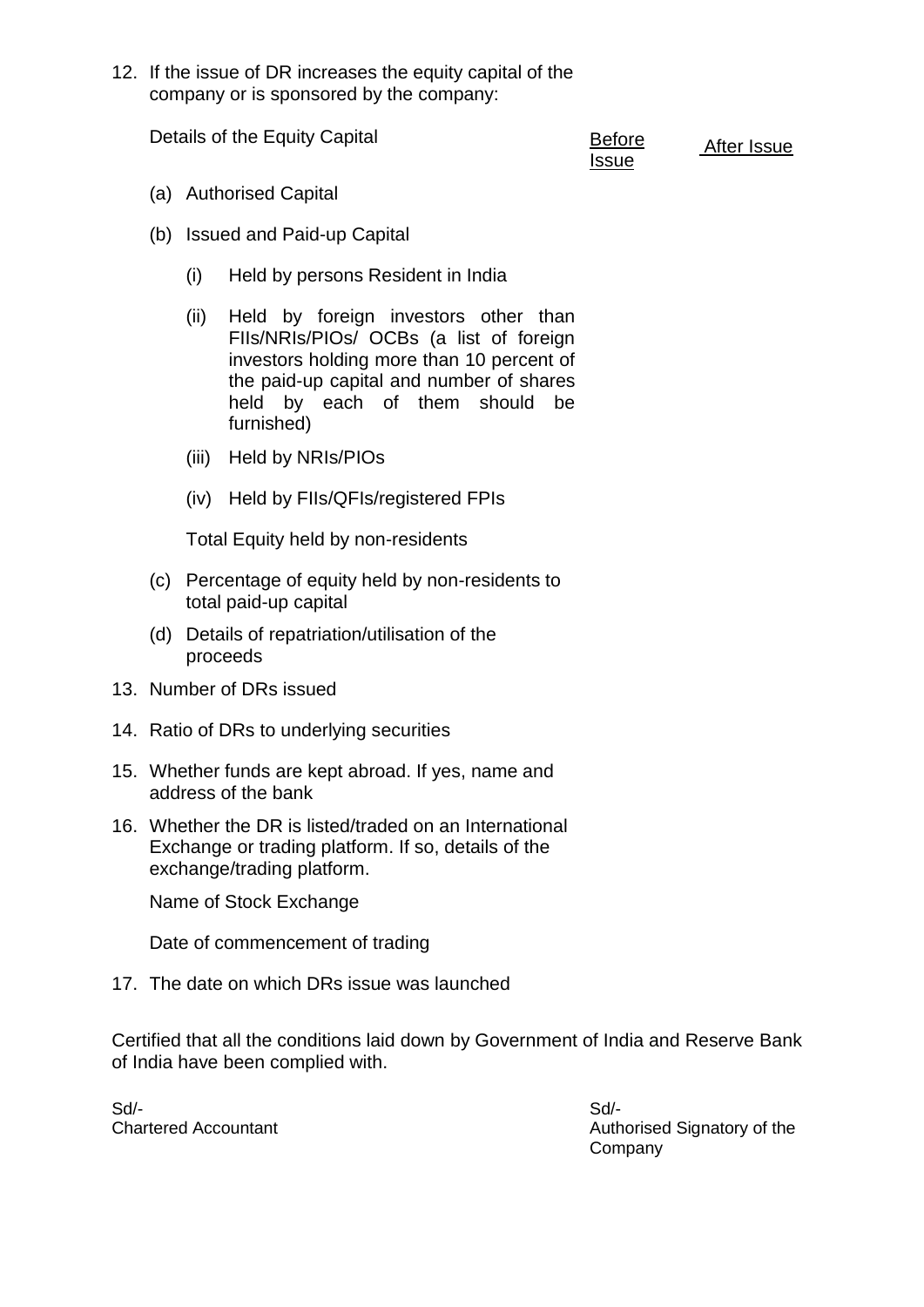12. If the issue of DR increases the equity capital of the company or is sponsored by the company:

| Details of the Equity Capital | Before Issue | After Issue |
|---|---|---|
| (a) Authorised Capital | | |
| (b) Issued and Paid-up Capital | | |
| (i) Held by persons Resident in India | | |
| (ii) Held by foreign investors other than FIIs/NRIs/PIOs/ OCBs (a list of foreign investors holding more than 10 percent of the paid-up capital and number of shares held by each of them should be furnished) | | |
| (iii) Held by NRIs/PIOs | | |
| (iv) Held by FIIs/QFIs/registered FPIs | | |
| Total Equity held by non-residents | | |
| (c) Percentage of equity held by non-residents to total paid-up capital | | |
| (d) Details of repatriation/utilisation of the proceeds | | |

13. Number of DRs issued

14. Ratio of DRs to underlying securities

15. Whether funds are kept abroad. If yes, name and address of the bank

16. Whether the DR is listed/traded on an International Exchange or trading platform. If so, details of the exchange/trading platform.

    Name of Stock Exchange

    Date of commencement of trading

17. The date on which DRs issue was launched

Certified that all the conditions laid down by Government of India and Reserve Bank of India have been complied with.

Sd/-
Chartered Accountant

Sd/-
Authorised Signatory of the Company